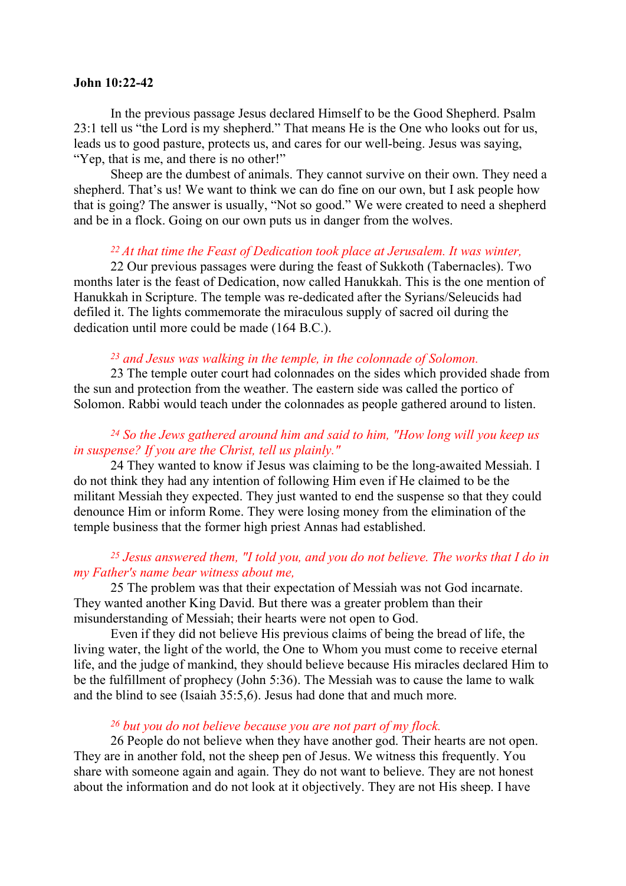**John 10:22-42**

In the previous passage Jesus declared Himself to be the Good Shepherd. Psalm 23:1 tell us "the Lord is my shepherd." That means He is the One who looks out for us, leads us to good pasture, protects us, and cares for our well-being. Jesus was saying, "Yep, that is me, and there is no other!"

Sheep are the dumbest of animals. They cannot survive on their own. They need a shepherd. That's us! We want to think we can do fine on our own, but I ask people how that is going? The answer is usually, "Not so good." We were created to need a shepherd and be in a flock. Going on our own puts us in danger from the wolves.

*22 At that time the Feast of Dedication took place at Jerusalem. It was winter,*

22 Our previous passages were during the feast of Sukkoth (Tabernacles). Two months later is the feast of Dedication, now called Hanukkah. This is the one mention of Hanukkah in Scripture. The temple was re-dedicated after the Syrians/Seleucids had defiled it. The lights commemorate the miraculous supply of sacred oil during the dedication until more could be made (164 B.C.).

*23 and Jesus was walking in the temple, in the colonnade of Solomon.*

23 The temple outer court had colonnades on the sides which provided shade from the sun and protection from the weather. The eastern side was called the portico of Solomon. Rabbi would teach under the colonnades as people gathered around to listen.

*24 So the Jews gathered around him and said to him, "How long will you keep us in suspense? If you are the Christ, tell us plainly."*

24 They wanted to know if Jesus was claiming to be the long-awaited Messiah. I do not think they had any intention of following Him even if He claimed to be the militant Messiah they expected. They just wanted to end the suspense so that they could denounce Him or inform Rome. They were losing money from the elimination of the temple business that the former high priest Annas had established.

*25 Jesus answered them, "I told you, and you do not believe. The works that I do in my Father's name bear witness about me,*

25 The problem was that their expectation of Messiah was not God incarnate. They wanted another King David. But there was a greater problem than their misunderstanding of Messiah; their hearts were not open to God.

Even if they did not believe His previous claims of being the bread of life, the living water, the light of the world, the One to Whom you must come to receive eternal life, and the judge of mankind, they should believe because His miracles declared Him to be the fulfillment of prophecy (John 5:36). The Messiah was to cause the lame to walk and the blind to see (Isaiah 35:5,6). Jesus had done that and much more.

*26 but you do not believe because you are not part of my flock.*

26 People do not believe when they have another god. Their hearts are not open. They are in another fold, not the sheep pen of Jesus. We witness this frequently. You share with someone again and again. They do not want to believe. They are not honest about the information and do not look at it objectively. They are not His sheep. I have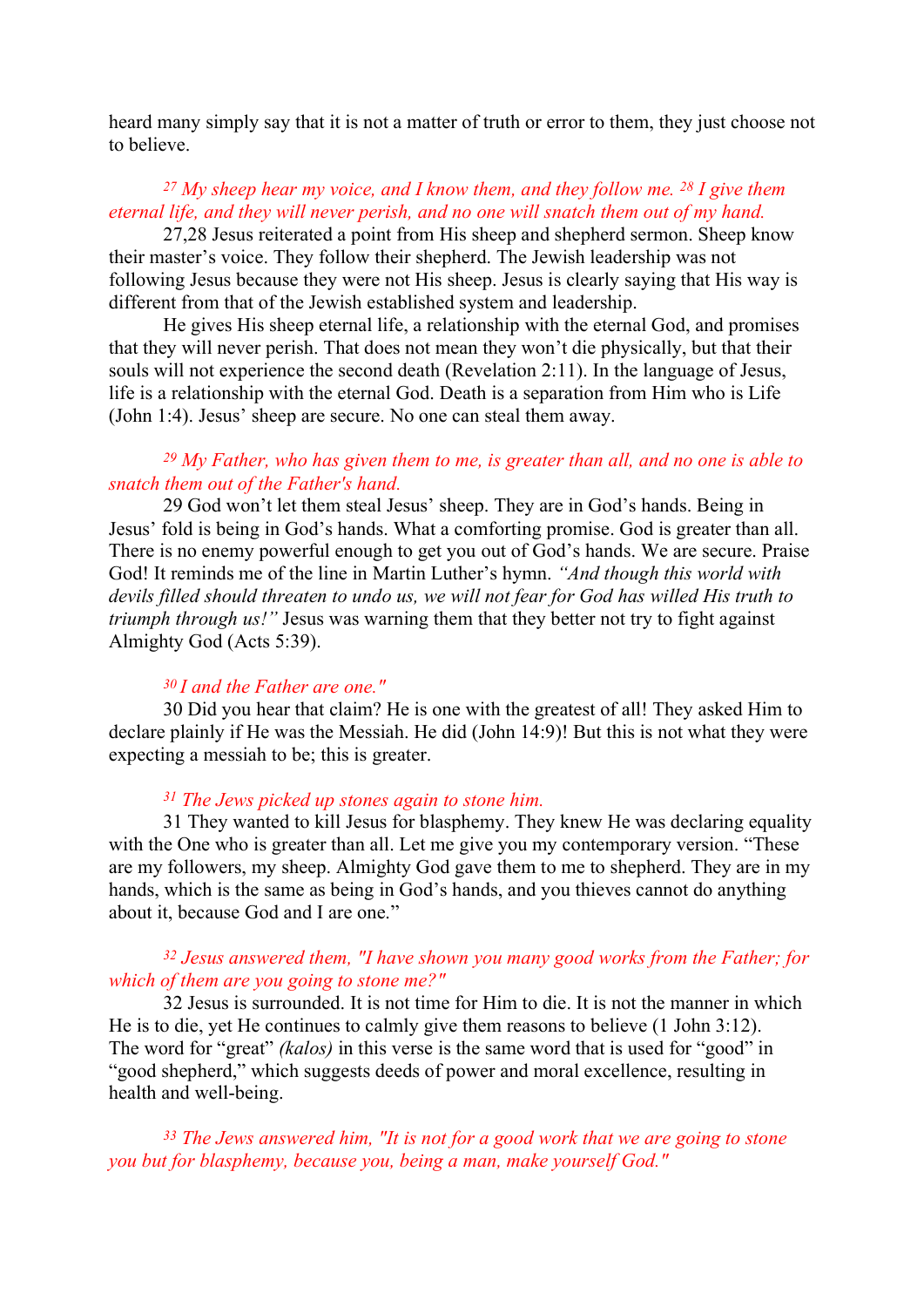heard many simply say that it is not a matter of truth or error to them, they just choose not to believe.

*[27] My sheep hear my voice, and I know them, and they follow me. [28] I give them eternal life, and they will never perish, and no one will snatch them out of my hand.*

27,28 Jesus reiterated a point from His sheep and shepherd sermon. Sheep know their master's voice. They follow their shepherd. The Jewish leadership was not following Jesus because they were not His sheep. Jesus is clearly saying that His way is different from that of the Jewish established system and leadership.

He gives His sheep eternal life, a relationship with the eternal God, and promises that they will never perish. That does not mean they won't die physically, but that their souls will not experience the second death (Revelation 2:11). In the language of Jesus, life is a relationship with the eternal God. Death is a separation from Him who is Life (John 1:4). Jesus' sheep are secure. No one can steal them away.

*[29] My Father, who has given them to me, is greater than all, and no one is able to snatch them out of the Father's hand.*

29 God won't let them steal Jesus' sheep. They are in God's hands. Being in Jesus' fold is being in God's hands. What a comforting promise. God is greater than all. There is no enemy powerful enough to get you out of God's hands. We are secure. Praise God! It reminds me of the line in Martin Luther's hymn. *"And though this world with devils filled should threaten to undo us, we will not fear for God has willed His truth to triumph through us!"* Jesus was warning them that they better not try to fight against Almighty God (Acts 5:39).

*[30] I and the Father are one."*

30 Did you hear that claim? He is one with the greatest of all! They asked Him to declare plainly if He was the Messiah. He did (John 14:9)! But this is not what they were expecting a messiah to be; this is greater.

*[31] The Jews picked up stones again to stone him.*

31 They wanted to kill Jesus for blasphemy. They knew He was declaring equality with the One who is greater than all. Let me give you my contemporary version. "These are my followers, my sheep. Almighty God gave them to me to shepherd. They are in my hands, which is the same as being in God's hands, and you thieves cannot do anything about it, because God and I are one."

*[32] Jesus answered them, "I have shown you many good works from the Father; for which of them are you going to stone me?"*

32 Jesus is surrounded. It is not time for Him to die. It is not the manner in which He is to die, yet He continues to calmly give them reasons to believe (1 John 3:12). The word for "great" *(kalos)* in this verse is the same word that is used for "good" in "good shepherd," which suggests deeds of power and moral excellence, resulting in health and well-being.

*[33] The Jews answered him, "It is not for a good work that we are going to stone you but for blasphemy, because you, being a man, make yourself God."*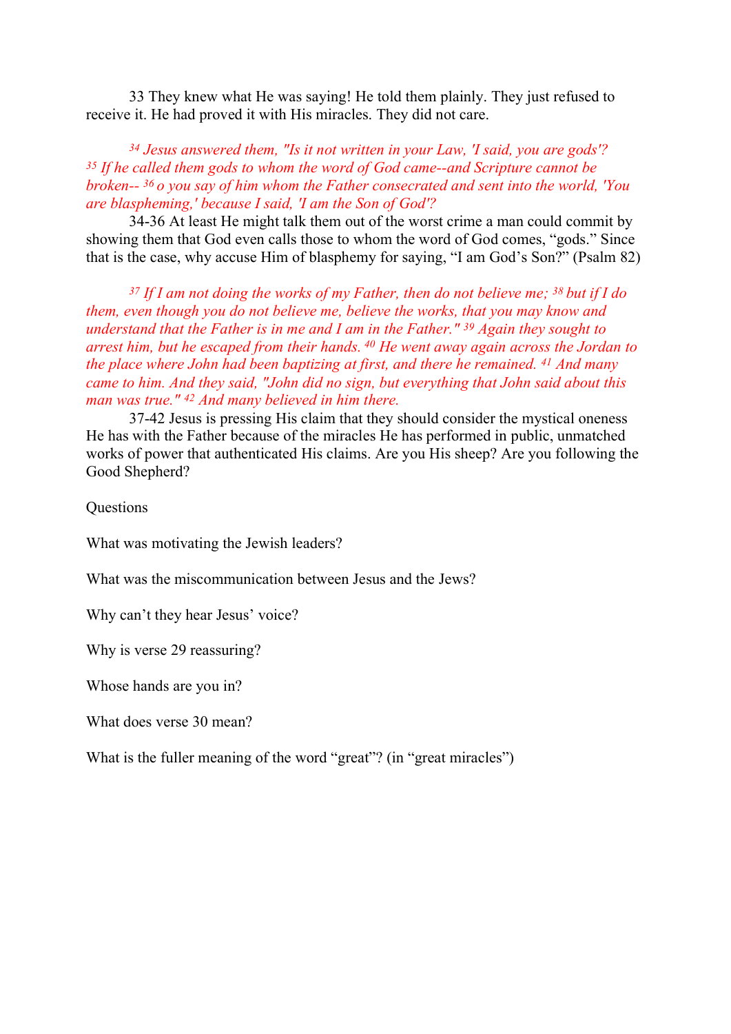33 They knew what He was saying! He told them plainly. They just refused to receive it. He had proved it with His miracles. They did not care.

*[34] Jesus answered them, "Is it not written in your Law, 'I said, you are gods'? [35] If he called them gods to whom the word of God came--and Scripture cannot be broken-- [36] o you say of him whom the Father consecrated and sent into the world, 'You are blaspheming,' because I said, 'I am the Son of God'?*

34-36 At least He might talk them out of the worst crime a man could commit by showing them that God even calls those to whom the word of God comes, "gods." Since that is the case, why accuse Him of blasphemy for saying, "I am God's Son?" (Psalm 82)

*[37] If I am not doing the works of my Father, then do not believe me; [38] but if I do them, even though you do not believe me, believe the works, that you may know and understand that the Father is in me and I am in the Father." [39] Again they sought to arrest him, but he escaped from their hands. [40] He went away again across the Jordan to the place where John had been baptizing at first, and there he remained. [41] And many came to him. And they said, "John did no sign, but everything that John said about this man was true." [42] And many believed in him there.*

37-42 Jesus is pressing His claim that they should consider the mystical oneness He has with the Father because of the miracles He has performed in public, unmatched works of power that authenticated His claims. Are you His sheep? Are you following the Good Shepherd?

Questions

What was motivating the Jewish leaders?

What was the miscommunication between Jesus and the Jews?

Why can't they hear Jesus' voice?

Why is verse 29 reassuring?

Whose hands are you in?

What does verse 30 mean?

What is the fuller meaning of the word "great"? (in "great miracles")